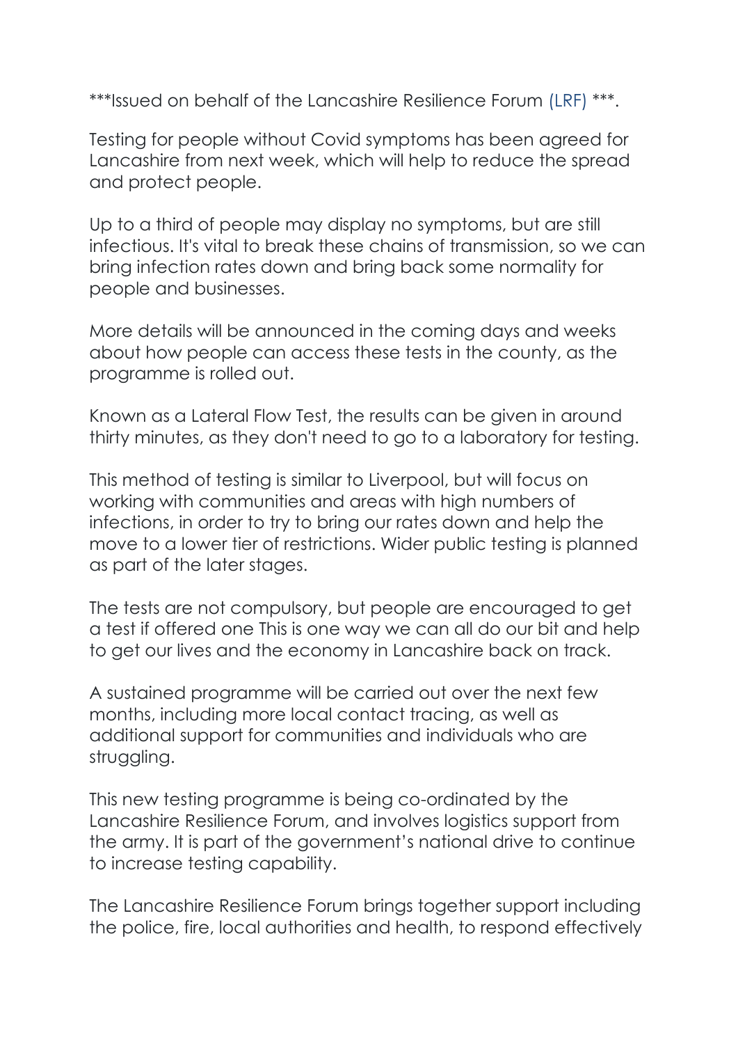***Issued on behalf of the Lancashire Resilience Forum (LRF) ***.

Testing for people without Covid symptoms has been agreed for Lancashire from next week, which will help to reduce the spread and protect people.

Up to a third of people may display no symptoms, but are still infectious. It's vital to break these chains of transmission, so we can bring infection rates down and bring back some normality for people and businesses.

More details will be announced in the coming days and weeks about how people can access these tests in the county, as the programme is rolled out.

Known as a Lateral Flow Test, the results can be given in around thirty minutes, as they don't need to go to a laboratory for testing.

This method of testing is similar to Liverpool, but will focus on working with communities and areas with high numbers of infections, in order to try to bring our rates down and help the move to a lower tier of restrictions. Wider public testing is planned as part of the later stages.

The tests are not compulsory, but people are encouraged to get a test if offered one This is one way we can all do our bit and help to get our lives and the economy in Lancashire back on track.

A sustained programme will be carried out over the next few months, including more local contact tracing, as well as additional support for communities and individuals who are struggling.

This new testing programme is being co-ordinated by the Lancashire Resilience Forum, and involves logistics support from the army. It is part of the government's national drive to continue to increase testing capability.

The Lancashire Resilience Forum brings together support including the police, fire, local authorities and health, to respond effectively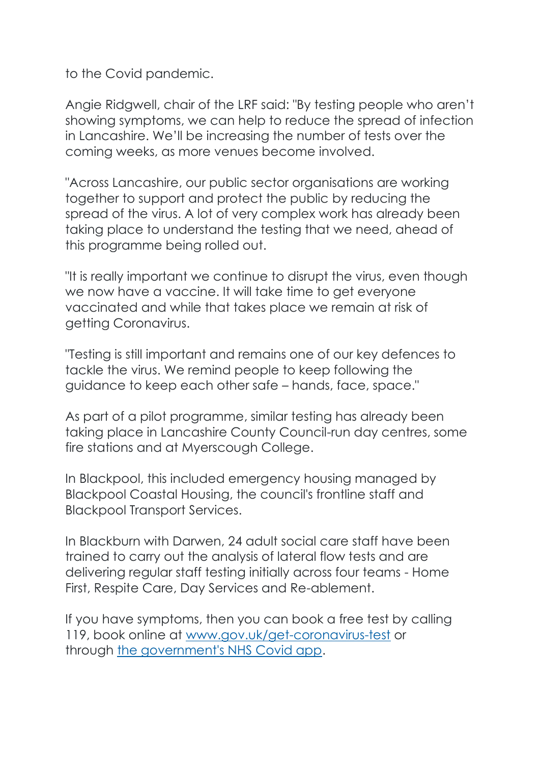to the Covid pandemic.

Angie Ridgwell, chair of the LRF said: "By testing people who aren't showing symptoms, we can help to reduce the spread of infection in Lancashire. We'll be increasing the number of tests over the coming weeks, as more venues become involved.

"Across Lancashire, our public sector organisations are working together to support and protect the public by reducing the spread of the virus. A lot of very complex work has already been taking place to understand the testing that we need, ahead of this programme being rolled out.

"It is really important we continue to disrupt the virus, even though we now have a vaccine. It will take time to get everyone vaccinated and while that takes place we remain at risk of getting Coronavirus.

"Testing is still important and remains one of our key defences to tackle the virus. We remind people to keep following the guidance to keep each other safe – hands, face, space."

As part of a pilot programme, similar testing has already been taking place in Lancashire County Council-run day centres, some fire stations and at Myerscough College.

In Blackpool, this included emergency housing managed by Blackpool Coastal Housing, the council's frontline staff and Blackpool Transport Services.

In Blackburn with Darwen, 24 adult social care staff have been trained to carry out the analysis of lateral flow tests and are delivering regular staff testing initially across four teams - Home First, Respite Care, Day Services and Re-ablement.

If you have symptoms, then you can book a free test by calling 119, book online at [www.gov.uk/get-coronavirus-test](www.gov.uk/get-coronavirus-test) or through [the government's NHS Covid app](the government's NHS Covid app).